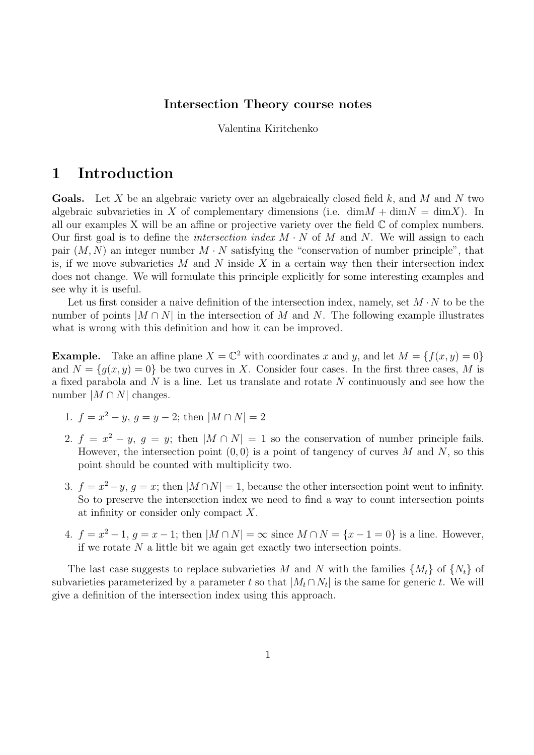# Intersection Theory course notes

Valentina Kiritchenko

## 1 Introduction

**Goals.** Let $X$ be an algebraic variety over an algebraically closed field $k$, and $M$ and $N$ two algebraic subvarieties in $X$ of complementary dimensions (i.e. $\dim M + \dim N = \dim X$). In all our examples X will be an affine or projective variety over the field $\mathbb{C}$ of complex numbers. Our first goal is to define the *intersection index* $M \cdot N$ of $M$ and $N$. We will assign to each pair $(M, N)$ an integer number $M \cdot N$ satisfying the "conservation of number principle", that is, if we move subvarieties $M$ and $N$ inside $X$ in a certain way then their intersection index does not change. We will formulate this principle explicitly for some interesting examples and see why it is useful.

Let us first consider a naive definition of the intersection index, namely, set $M \cdot N$ to be the number of points $|M \cap N|$ in the intersection of $M$ and $N$. The following example illustrates what is wrong with this definition and how it can be improved.

**Example.** Take an affine plane $X = \mathbb{C}^2$ with coordinates $x$ and $y$, and let $M = \{f(x, y) = 0\}$ and $N = \{g(x, y) = 0\}$ be two curves in $X$. Consider four cases. In the first three cases, $M$ is a fixed parabola and $N$ is a line. Let us translate and rotate $N$ continuously and see how the number $|M \cap N|$ changes.

1. $f = x^2 - y$, $g = y - 2$; then $|M \cap N| = 2$
2. $f = x^2 - y$, $g = y$; then $|M \cap N| = 1$ so the conservation of number principle fails. However, the intersection point $(0, 0)$ is a point of tangency of curves $M$ and $N$, so this point should be counted with multiplicity two.
3. $f = x^2 - y$, $g = x$; then $|M \cap N| = 1$, because the other intersection point went to infinity. So to preserve the intersection index we need to find a way to count intersection points at infinity or consider only compact $X$.
4. $f = x^2 - 1$, $g = x - 1$; then $|M \cap N| = \infty$ since $M \cap N = \{x - 1 = 0\}$ is a line. However, if we rotate $N$ a little bit we again get exactly two intersection points.

The last case suggests to replace subvarieties $M$ and $N$ with the families $\{M_t\}$ of $\{N_t\}$ of subvarieties parameterized by a parameter $t$ so that $|M_t \cap N_t|$ is the same for generic $t$. We will give a definition of the intersection index using this approach.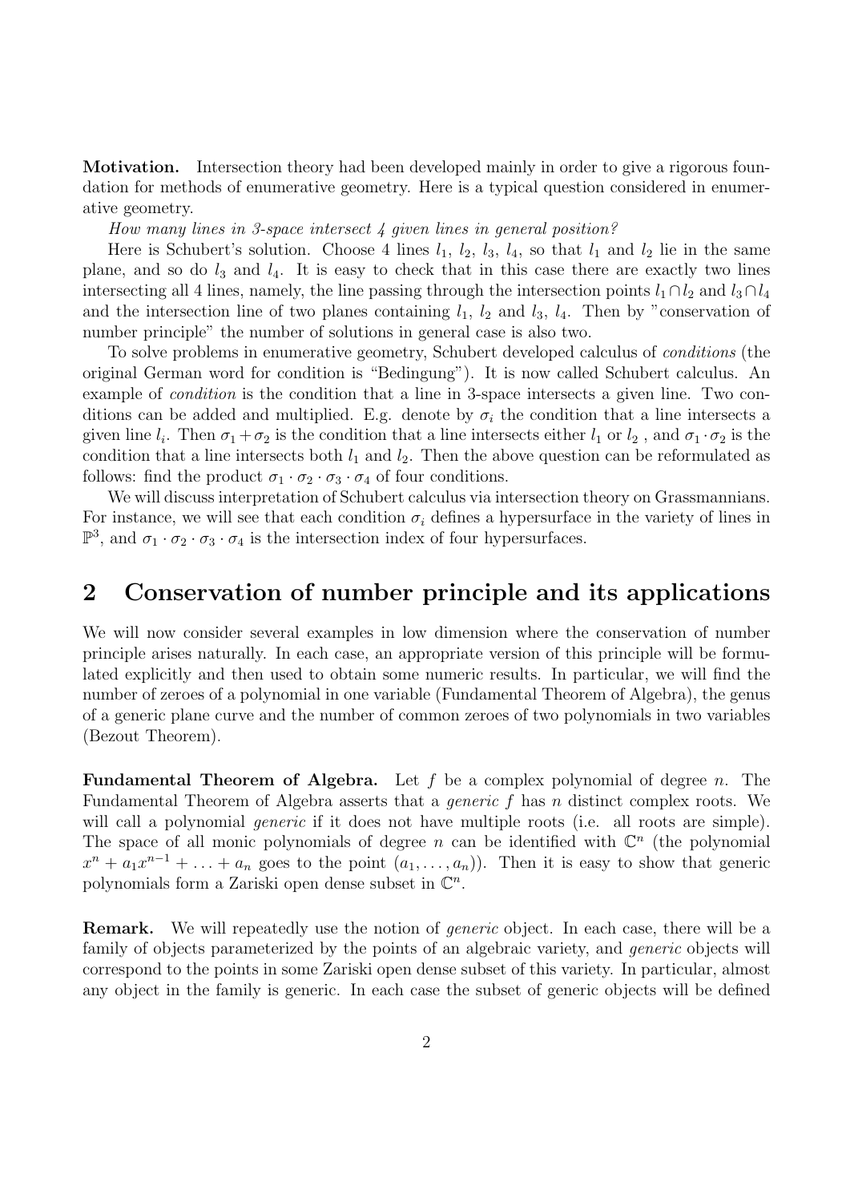**Motivation.** Intersection theory had been developed mainly in order to give a rigorous foundation for methods of enumerative geometry. Here is a typical question considered in enumerative geometry.

*How many lines in 3-space intersect 4 given lines in general position?*

Here is Schubert's solution. Choose 4 lines $l_1$, $l_2$, $l_3$, $l_4$, so that $l_1$ and $l_2$ lie in the same plane, and so do $l_3$ and $l_4$. It is easy to check that in this case there are exactly two lines intersecting all 4 lines, namely, the line passing through the intersection points $l_1 \cap l_2$ and $l_3 \cap l_4$ and the intersection line of two planes containing $l_1$, $l_2$ and $l_3$, $l_4$. Then by "conservation of number principle" the number of solutions in general case is also two.

To solve problems in enumerative geometry, Schubert developed calculus of *conditions* (the original German word for condition is "Bedingung"). It is now called Schubert calculus. An example of *condition* is the condition that a line in 3-space intersects a given line. Two conditions can be added and multiplied. E.g. denote by $\sigma_i$ the condition that a line intersects a given line $l_i$. Then $\sigma_1 + \sigma_2$ is the condition that a line intersects either $l_1$ or $l_2$ , and $\sigma_1 \cdot \sigma_2$ is the condition that a line intersects both $l_1$ and $l_2$. Then the above question can be reformulated as follows: find the product $\sigma_1 \cdot \sigma_2 \cdot \sigma_3 \cdot \sigma_4$ of four conditions.

We will discuss interpretation of Schubert calculus via intersection theory on Grassmannians. For instance, we will see that each condition $\sigma_i$ defines a hypersurface in the variety of lines in $\mathbb{P}^3$, and $\sigma_1 \cdot \sigma_2 \cdot \sigma_3 \cdot \sigma_4$ is the intersection index of four hypersurfaces.

## 2 Conservation of number principle and its applications

We will now consider several examples in low dimension where the conservation of number principle arises naturally. In each case, an appropriate version of this principle will be formulated explicitly and then used to obtain some numeric results. In particular, we will find the number of zeroes of a polynomial in one variable (Fundamental Theorem of Algebra), the genus of a generic plane curve and the number of common zeroes of two polynomials in two variables (Bezout Theorem).

**Fundamental Theorem of Algebra.** Let $f$ be a complex polynomial of degree $n$. The Fundamental Theorem of Algebra asserts that a *generic* $f$ has $n$ distinct complex roots. We will call a polynomial *generic* if it does not have multiple roots (i.e. all roots are simple). The space of all monic polynomials of degree $n$ can be identified with $\mathbb{C}^n$ (the polynomial $x^n + a_1x^{n-1} + \ldots + a_n$ goes to the point $(a_1, \ldots, a_n)$). Then it is easy to show that generic polynomials form a Zariski open dense subset in $\mathbb{C}^n$.

**Remark.** We will repeatedly use the notion of *generic* object. In each case, there will be a family of objects parameterized by the points of an algebraic variety, and *generic* objects will correspond to the points in some Zariski open dense subset of this variety. In particular, almost any object in the family is generic. In each case the subset of generic objects will be defined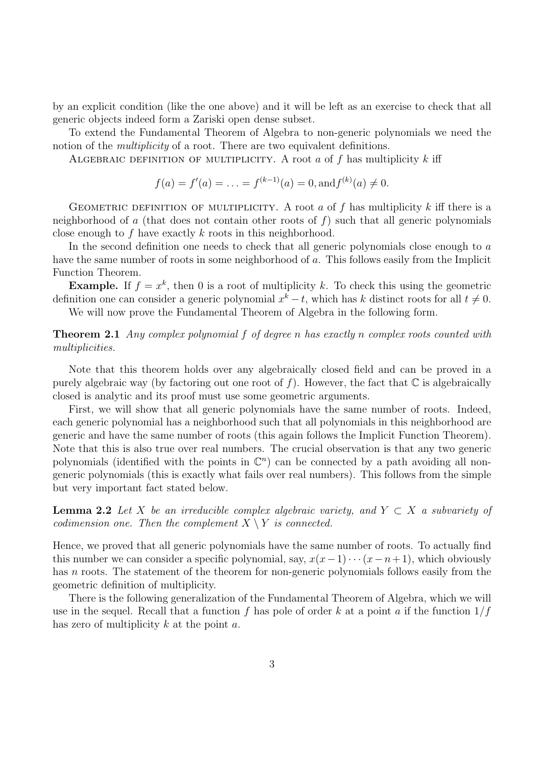by an explicit condition (like the one above) and it will be left as an exercise to check that all generic objects indeed form a Zariski open dense subset.

To extend the Fundamental Theorem of Algebra to non-generic polynomials we need the notion of the *multiplicity* of a root. There are two equivalent definitions.

Algebraic definition of multiplicity. A root $a$ of $f$ has multiplicity $k$ iff

$$f(a) = f'(a) = \ldots = f^{(k-1)}(a) = 0, \text{and} f^{(k)}(a) \neq 0.$$

Geometric definition of multiplicity. A root $a$ of $f$ has multiplicity $k$ iff there is a neighborhood of $a$ (that does not contain other roots of $f$) such that all generic polynomials close enough to $f$ have exactly $k$ roots in this neighborhood.

In the second definition one needs to check that all generic polynomials close enough to $a$ have the same number of roots in some neighborhood of $a$. This follows easily from the Implicit Function Theorem.

**Example.** If $f = x^k$, then 0 is a root of multiplicity $k$. To check this using the geometric definition one can consider a generic polynomial $x^k - t$, which has $k$ distinct roots for all $t \neq 0$.

We will now prove the Fundamental Theorem of Algebra in the following form.

**Theorem 2.1** *Any complex polynomial $f$ of degree $n$ has exactly $n$ complex roots counted with multiplicities.*

Note that this theorem holds over any algebraically closed field and can be proved in a purely algebraic way (by factoring out one root of $f$). However, the fact that $\mathbb{C}$ is algebraically closed is analytic and its proof must use some geometric arguments.

First, we will show that all generic polynomials have the same number of roots. Indeed, each generic polynomial has a neighborhood such that all polynomials in this neighborhood are generic and have the same number of roots (this again follows the Implicit Function Theorem). Note that this is also true over real numbers. The crucial observation is that any two generic polynomials (identified with the points in $\mathbb{C}^n$) can be connected by a path avoiding all non-generic polynomials (this is exactly what fails over real numbers). This follows from the simple but very important fact stated below.

**Lemma 2.2** *Let $X$ be an irreducible complex algebraic variety, and $Y \subset X$ a subvariety of codimension one. Then the complement $X \setminus Y$ is connected.*

Hence, we proved that all generic polynomials have the same number of roots. To actually find this number we can consider a specific polynomial, say, $x(x-1)\cdots(x-n+1)$, which obviously has $n$ roots. The statement of the theorem for non-generic polynomials follows easily from the geometric definition of multiplicity.

There is the following generalization of the Fundamental Theorem of Algebra, which we will use in the sequel. Recall that a function $f$ has pole of order $k$ at a point $a$ if the function $1/f$ has zero of multiplicity $k$ at the point $a$.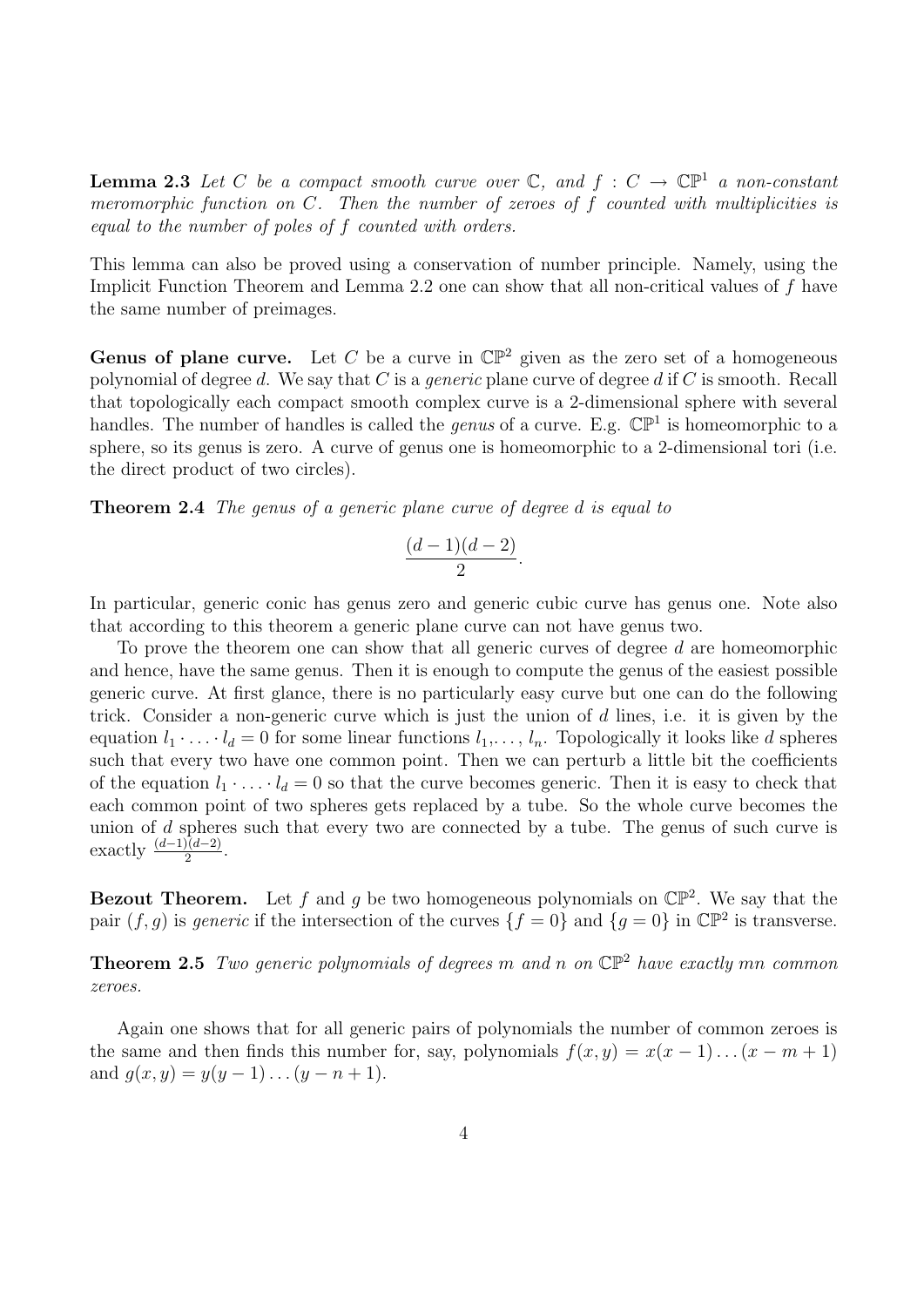**Lemma 2.3** *Let $C$ be a compact smooth curve over $\mathbb{C}$, and $f : C \to \mathbb{CP}^1$ a non-constant meromorphic function on $C$. Then the number of zeroes of $f$ counted with multiplicities is equal to the number of poles of $f$ counted with orders.*

This lemma can also be proved using a conservation of number principle. Namely, using the Implicit Function Theorem and Lemma 2.2 one can show that all non-critical values of $f$ have the same number of preimages.

**Genus of plane curve.** Let $C$ be a curve in $\mathbb{CP}^2$ given as the zero set of a homogeneous polynomial of degree $d$. We say that $C$ is a *generic* plane curve of degree $d$ if $C$ is smooth. Recall that topologically each compact smooth complex curve is a 2-dimensional sphere with several handles. The number of handles is called the *genus* of a curve. E.g. $\mathbb{CP}^1$ is homeomorphic to a sphere, so its genus is zero. A curve of genus one is homeomorphic to a 2-dimensional tori (i.e. the direct product of two circles).

**Theorem 2.4** *The genus of a generic plane curve of degree $d$ is equal to*

$$\frac{(d-1)(d-2)}{2}.$$

In particular, generic conic has genus zero and generic cubic curve has genus one. Note also that according to this theorem a generic plane curve can not have genus two.

To prove the theorem one can show that all generic curves of degree $d$ are homeomorphic and hence, have the same genus. Then it is enough to compute the genus of the easiest possible generic curve. At first glance, there is no particularly easy curve but one can do the following trick. Consider a non-generic curve which is just the union of $d$ lines, i.e. it is given by the equation $l_1 \cdot \ldots \cdot l_d = 0$ for some linear functions $l_1, \ldots, l_n$. Topologically it looks like $d$ spheres such that every two have one common point. Then we can perturb a little bit the coefficients of the equation $l_1 \cdot \ldots \cdot l_d = 0$ so that the curve becomes generic. Then it is easy to check that each common point of two spheres gets replaced by a tube. So the whole curve becomes the union of $d$ spheres such that every two are connected by a tube. The genus of such curve is exactly $\frac{(d-1)(d-2)}{2}$.

**Bezout Theorem.** Let $f$ and $g$ be two homogeneous polynomials on $\mathbb{CP}^2$. We say that the pair $(f, g)$ is *generic* if the intersection of the curves $\{f = 0\}$ and $\{g = 0\}$ in $\mathbb{CP}^2$ is transverse.

**Theorem 2.5** *Two generic polynomials of degrees $m$ and $n$ on $\mathbb{CP}^2$ have exactly $mn$ common zeroes.*

Again one shows that for all generic pairs of polynomials the number of common zeroes is the same and then finds this number for, say, polynomials $f(x, y) = x(x-1)\ldots(x-m+1)$ and $g(x, y) = y(y-1)\ldots(y-n+1)$.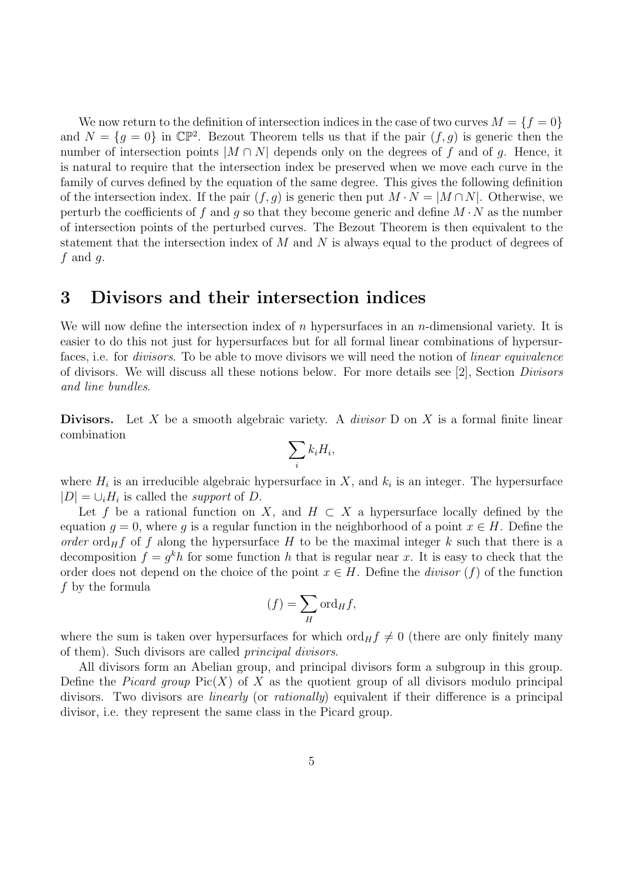We now return to the definition of intersection indices in the case of two curves $M = \{f = 0\}$ and $N = \{g = 0\}$ in $\mathbb{CP}^2$. Bezout Theorem tells us that if the pair $(f, g)$ is generic then the number of intersection points $|M \cap N|$ depends only on the degrees of $f$ and of $g$. Hence, it is natural to require that the intersection index be preserved when we move each curve in the family of curves defined by the equation of the same degree. This gives the following definition of the intersection index. If the pair $(f, g)$ is generic then put $M \cdot N = |M \cap N|$. Otherwise, we perturb the coefficients of $f$ and $g$ so that they become generic and define $M \cdot N$ as the number of intersection points of the perturbed curves. The Bezout Theorem is then equivalent to the statement that the intersection index of $M$ and $N$ is always equal to the product of degrees of $f$ and $g$.

## 3 Divisors and their intersection indices

We will now define the intersection index of $n$ hypersurfaces in an $n$-dimensional variety. It is easier to do this not just for hypersurfaces but for all formal linear combinations of hypersurfaces, i.e. for *divisors*. To be able to move divisors we will need the notion of *linear equivalence* of divisors. We will discuss all these notions below. For more details see [2], Section *Divisors and line bundles*.

**Divisors.** Let $X$ be a smooth algebraic variety. A *divisor* D on $X$ is a formal finite linear combination

$$\sum_i k_i H_i,$$

where $H_i$ is an irreducible algebraic hypersurface in $X$, and $k_i$ is an integer. The hypersurface $|D| = \cup_i H_i$ is called the *support* of $D$.

Let $f$ be a rational function on $X$, and $H \subset X$ a hypersurface locally defined by the equation $g = 0$, where $g$ is a regular function in the neighborhood of a point $x \in H$. Define the *order* $\mathrm{ord}_H f$ of $f$ along the hypersurface $H$ to be the maximal integer $k$ such that there is a decomposition $f = g^k h$ for some function $h$ that is regular near $x$. It is easy to check that the order does not depend on the choice of the point $x \in H$. Define the *divisor* $(f)$ of the function $f$ by the formula

$$(f) = \sum_H \mathrm{ord}_H f,$$

where the sum is taken over hypersurfaces for which $\mathrm{ord}_H f \neq 0$ (there are only finitely many of them). Such divisors are called *principal divisors*.

All divisors form an Abelian group, and principal divisors form a subgroup in this group. Define the *Picard group* $\mathrm{Pic}(X)$ of $X$ as the quotient group of all divisors modulo principal divisors. Two divisors are *linearly* (or *rationally*) equivalent if their difference is a principal divisor, i.e. they represent the same class in the Picard group.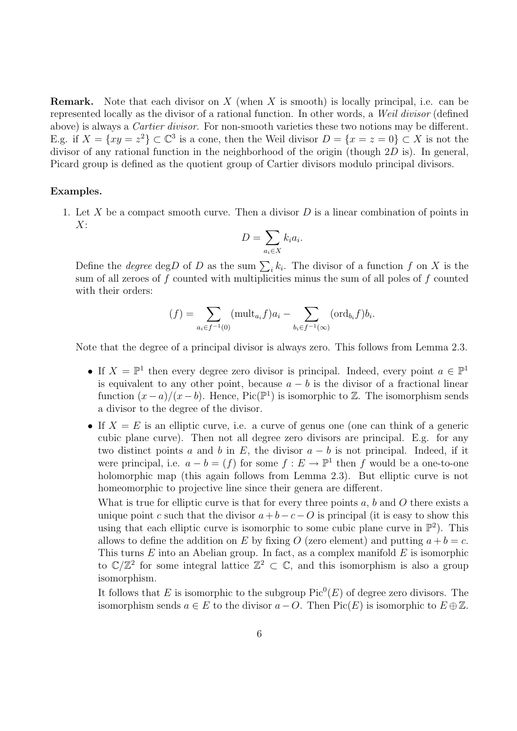**Remark.** Note that each divisor on $X$ (when $X$ is smooth) is locally principal, i.e. can be represented locally as the divisor of a rational function. In other words, a *Weil divisor* (defined above) is always a *Cartier divisor*. For non-smooth varieties these two notions may be different. E.g. if $X = \{xy = z^2\} \subset \mathbb{C}^3$ is a cone, then the Weil divisor $D = \{x = z = 0\} \subset X$ is not the divisor of any rational function in the neighborhood of the origin (though $2D$ is). In general, Picard group is defined as the quotient group of Cartier divisors modulo principal divisors.

**Examples.**

1. Let $X$ be a compact smooth curve. Then a divisor $D$ is a linear combination of points in $X$:
$$D = \sum_{a_i \in X} k_i a_i.$$
Define the *degree* $\deg D$ of $D$ as the sum $\sum_i k_i$. The divisor of a function $f$ on $X$ is the sum of all zeroes of $f$ counted with multiplicities minus the sum of all poles of $f$ counted with their orders:
$$(f) = \sum_{a_i \in f^{-1}(0)} (\text{mult}_{a_i} f) a_i - \sum_{b_i \in f^{-1}(\infty)} (\text{ord}_{b_i} f) b_i.$$
Note that the degree of a principal divisor is always zero. This follows from Lemma 2.3.

   - If $X = \mathbb{P}^1$ then every degree zero divisor is principal. Indeed, every point $a \in \mathbb{P}^1$ is equivalent to any other point, because $a - b$ is the divisor of a fractional linear function $(x - a)/(x - b)$. Hence, $\text{Pic}(\mathbb{P}^1)$ is isomorphic to $\mathbb{Z}$. The isomorphism sends a divisor to the degree of the divisor.
   - If $X = E$ is an elliptic curve, i.e. a curve of genus one (one can think of a generic cubic plane curve). Then not all degree zero divisors are principal. E.g. for any two distinct points $a$ and $b$ in $E$, the divisor $a - b$ is not principal. Indeed, if it were principal, i.e. $a - b = (f)$ for some $f : E \to \mathbb{P}^1$ then $f$ would be a one-to-one holomorphic map (this again follows from Lemma 2.3). But elliptic curve is not homeomorphic to projective line since their genera are different.

     What is true for elliptic curve is that for every three points $a$, $b$ and $O$ there exists a unique point $c$ such that the divisor $a + b - c - O$ is principal (it is easy to show this using that each elliptic curve is isomorphic to some cubic plane curve in $\mathbb{P}^2$). This allows to define the addition on $E$ by fixing $O$ (zero element) and putting $a + b = c$. This turns $E$ into an Abelian group. In fact, as a complex manifold $E$ is isomorphic to $\mathbb{C}/\mathbb{Z}^2$ for some integral lattice $\mathbb{Z}^2 \subset \mathbb{C}$, and this isomorphism is also a group isomorphism.

     It follows that $E$ is isomorphic to the subgroup $\text{Pic}^0(E)$ of degree zero divisors. The isomorphism sends $a \in E$ to the divisor $a - O$. Then $\text{Pic}(E)$ is isomorphic to $E \oplus \mathbb{Z}$.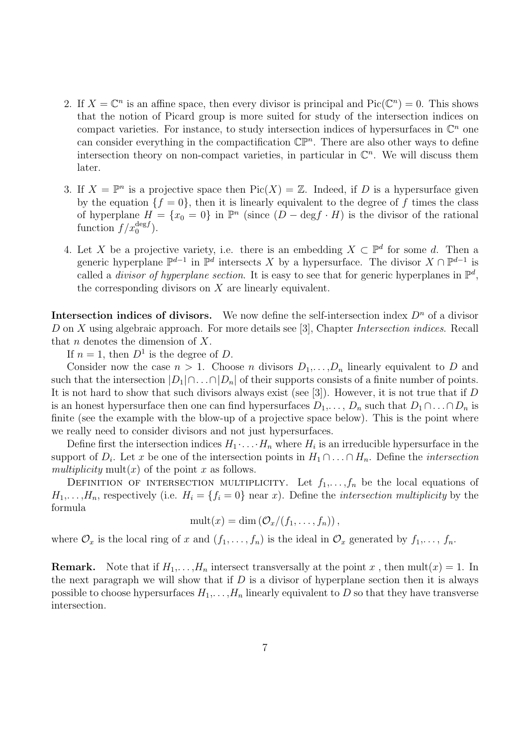2. If $X = \mathbb{C}^n$ is an affine space, then every divisor is principal and $\mathrm{Pic}(\mathbb{C}^n) = 0$. This shows that the notion of Picard group is more suited for study of the intersection indices on compact varieties. For instance, to study intersection indices of hypersurfaces in $\mathbb{C}^n$ one can consider everything in the compactification $\mathbb{CP}^n$. There are also other ways to define intersection theory on non-compact varieties, in particular in $\mathbb{C}^n$. We will discuss them later.

3. If $X = \mathbb{P}^n$ is a projective space then $\mathrm{Pic}(X) = \mathbb{Z}$. Indeed, if $D$ is a hypersurface given by the equation $\{f = 0\}$, then it is linearly equivalent to the degree of $f$ times the class of hyperplane $H = \{x_0 = 0\}$ in $\mathbb{P}^n$ (since $(D - \deg f \cdot H)$ is the divisor of the rational function $f/x_0^{\deg f}$).

4. Let $X$ be a projective variety, i.e. there is an embedding $X \subset \mathbb{P}^d$ for some $d$. Then a generic hyperplane $\mathbb{P}^{d-1}$ in $\mathbb{P}^d$ intersects $X$ by a hypersurface. The divisor $X \cap \mathbb{P}^{d-1}$ is called a *divisor of hyperplane section*. It is easy to see that for generic hyperplanes in $\mathbb{P}^d$, the corresponding divisors on $X$ are linearly equivalent.

**Intersection indices of divisors.** We now define the self-intersection index $D^n$ of a divisor $D$ on $X$ using algebraic approach. For more details see [3], Chapter *Intersection indices*. Recall that $n$ denotes the dimension of $X$.

If $n = 1$, then $D^1$ is the degree of $D$.

Consider now the case $n > 1$. Choose $n$ divisors $D_1, \ldots, D_n$ linearly equivalent to $D$ and such that the intersection $|D_1| \cap \ldots \cap |D_n|$ of their supports consists of a finite number of points. It is not hard to show that such divisors always exist (see [3]). However, it is not true that if $D$ is an honest hypersurface then one can find hypersurfaces $D_1, \ldots, D_n$ such that $D_1 \cap \ldots \cap D_n$ is finite (see the example with the blow-up of a projective space below). This is the point where we really need to consider divisors and not just hypersurfaces.

Define first the intersection indices $H_1 \cdot \ldots \cdot H_n$ where $H_i$ is an irreducible hypersurface in the support of $D_i$. Let $x$ be one of the intersection points in $H_1 \cap \ldots \cap H_n$. Define the *intersection multiplicity* $\mathrm{mult}(x)$ of the point $x$ as follows.

Definition of intersection multiplicity. Let $f_1, \ldots, f_n$ be the local equations of $H_1, \ldots, H_n$, respectively (i.e. $H_i = \{f_i = 0\}$ near $x$). Define the *intersection multiplicity* by the formula

$$\mathrm{mult}(x) = \dim \left( \mathcal{O}_x / (f_1, \ldots, f_n) \right),$$

where $\mathcal{O}_x$ is the local ring of $x$ and $(f_1, \ldots, f_n)$ is the ideal in $\mathcal{O}_x$ generated by $f_1, \ldots, f_n$.

**Remark.** Note that if $H_1, \ldots, H_n$ intersect transversally at the point $x$ , then $\mathrm{mult}(x) = 1$. In the next paragraph we will show that if $D$ is a divisor of hyperplane section then it is always possible to choose hypersurfaces $H_1, \ldots, H_n$ linearly equivalent to $D$ so that they have transverse intersection.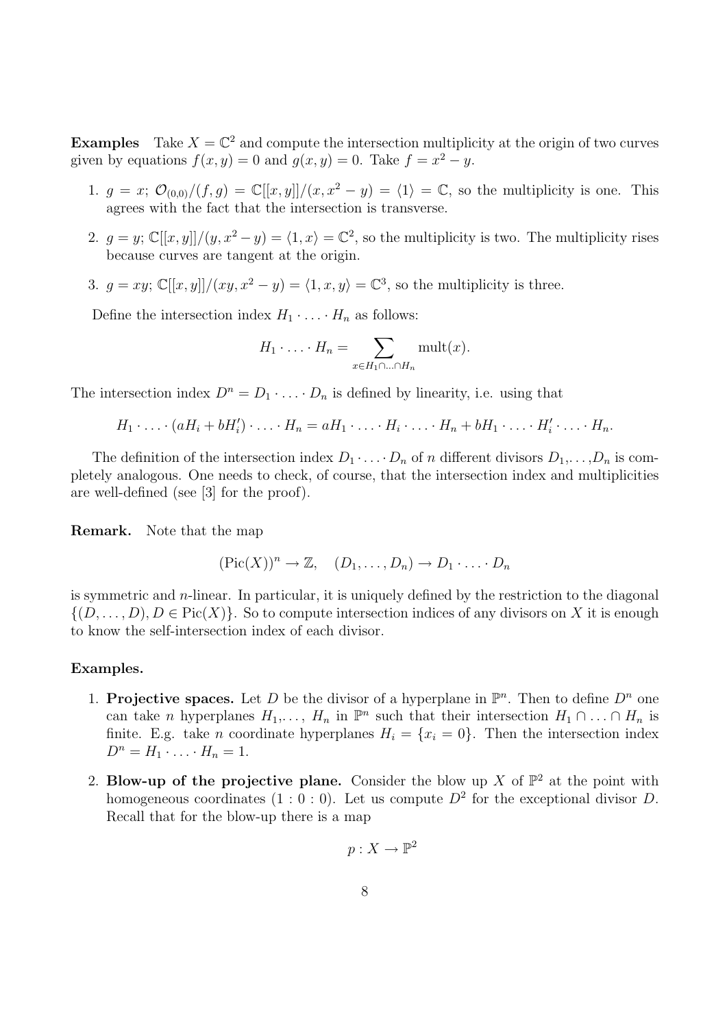**Examples** Take $X = \mathbb{C}^2$ and compute the intersection multiplicity at the origin of two curves given by equations $f(x, y) = 0$ and $g(x, y) = 0$. Take $f = x^2 - y$.

1. $g = x$; $\mathcal{O}_{(0,0)}/(f, g) = \mathbb{C}[[x, y]]/(x, x^2 - y) = \langle 1 \rangle = \mathbb{C}$, so the multiplicity is one. This agrees with the fact that the intersection is transverse.

2. $g = y$; $\mathbb{C}[[x, y]]/(y, x^2 - y) = \langle 1, x \rangle = \mathbb{C}^2$, so the multiplicity is two. The multiplicity rises because curves are tangent at the origin.

3. $g = xy$; $\mathbb{C}[[x, y]]/(xy, x^2 - y) = \langle 1, x, y \rangle = \mathbb{C}^3$, so the multiplicity is three.

Define the intersection index $H_1 \cdot \ldots \cdot H_n$ as follows:

$$H_1 \cdot \ldots \cdot H_n = \sum_{x \in H_1 \cap \ldots \cap H_n} \mathrm{mult}(x).$$

The intersection index $D^n = D_1 \cdot \ldots \cdot D_n$ is defined by linearity, i.e. using that

$$H_1 \cdot \ldots \cdot (aH_i + bH_i') \cdot \ldots \cdot H_n = aH_1 \cdot \ldots \cdot H_i \cdot \ldots \cdot H_n + bH_1 \cdot \ldots \cdot H_i' \cdot \ldots \cdot H_n.$$

The definition of the intersection index $D_1 \cdot \ldots \cdot D_n$ of $n$ different divisors $D_1, \ldots, D_n$ is completely analogous. One needs to check, of course, that the intersection index and multiplicities are well-defined (see [3] for the proof).

**Remark.** Note that the map

$$(\mathrm{Pic}(X))^n \to \mathbb{Z}, \quad (D_1, \ldots, D_n) \to D_1 \cdot \ldots \cdot D_n$$

is symmetric and $n$-linear. In particular, it is uniquely defined by the restriction to the diagonal $\{(D, \ldots, D), D \in \mathrm{Pic}(X)\}$. So to compute intersection indices of any divisors on $X$ it is enough to know the self-intersection index of each divisor.

**Examples.**

1. **Projective spaces.** Let $D$ be the divisor of a hyperplane in $\mathbb{P}^n$. Then to define $D^n$ one can take $n$ hyperplanes $H_1, \ldots, H_n$ in $\mathbb{P}^n$ such that their intersection $H_1 \cap \ldots \cap H_n$ is finite. E.g. take $n$ coordinate hyperplanes $H_i = \{x_i = 0\}$. Then the intersection index $D^n = H_1 \cdot \ldots \cdot H_n = 1$.

2. **Blow-up of the projective plane.** Consider the blow up $X$ of $\mathbb{P}^2$ at the point with homogeneous coordinates $(1 : 0 : 0)$. Let us compute $D^2$ for the exceptional divisor $D$. Recall that for the blow-up there is a map

$$p : X \to \mathbb{P}^2$$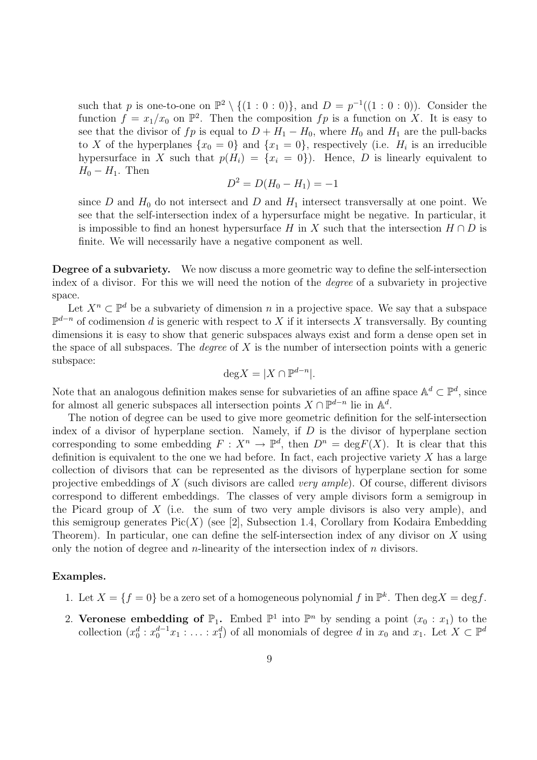such that $p$ is one-to-one on $\mathbb{P}^2 \setminus \{(1:0:0)\}$, and $D = p^{-1}((1:0:0))$. Consider the function $f = x_1/x_0$ on $\mathbb{P}^2$. Then the composition $fp$ is a function on $X$. It is easy to see that the divisor of $fp$ is equal to $D + H_1 - H_0$, where $H_0$ and $H_1$ are the pull-backs to $X$ of the hyperplanes $\{x_0 = 0\}$ and $\{x_1 = 0\}$, respectively (i.e. $H_i$ is an irreducible hypersurface in $X$ such that $p(H_i) = \{x_i = 0\}$). Hence, $D$ is linearly equivalent to $H_0 - H_1$. Then

$$D^2 = D(H_0 - H_1) = -1$$

since $D$ and $H_0$ do not intersect and $D$ and $H_1$ intersect transversally at one point. We see that the self-intersection index of a hypersurface might be negative. In particular, it is impossible to find an honest hypersurface $H$ in $X$ such that the intersection $H \cap D$ is finite. We will necessarily have a negative component as well.

**Degree of a subvariety.** We now discuss a more geometric way to define the self-intersection index of a divisor. For this we will need the notion of the *degree* of a subvariety in projective space.

Let $X^n \subset \mathbb{P}^d$ be a subvariety of dimension $n$ in a projective space. We say that a subspace $\mathbb{P}^{d-n}$ of codimension $d$ is generic with respect to $X$ if it intersects $X$ transversally. By counting dimensions it is easy to show that generic subspaces always exist and form a dense open set in the space of all subspaces. The *degree* of $X$ is the number of intersection points with a generic subspace:

$$\deg X = |X \cap \mathbb{P}^{d-n}|.$$

Note that an analogous definition makes sense for subvarieties of an affine space $\mathbb{A}^d \subset \mathbb{P}^d$, since for almost all generic subspaces all intersection points $X \cap \mathbb{P}^{d-n}$ lie in $\mathbb{A}^d$.

The notion of degree can be used to give more geometric definition for the self-intersection index of a divisor of hyperplane section. Namely, if $D$ is the divisor of hyperplane section corresponding to some embedding $F : X^n \to \mathbb{P}^d$, then $D^n = \deg F(X)$. It is clear that this definition is equivalent to the one we had before. In fact, each projective variety $X$ has a large collection of divisors that can be represented as the divisors of hyperplane section for some projective embeddings of $X$ (such divisors are called *very ample*). Of course, different divisors correspond to different embeddings. The classes of very ample divisors form a semigroup in the Picard group of $X$ (i.e. the sum of two very ample divisors is also very ample), and this semigroup generates $\mathrm{Pic}(X)$ (see [2], Subsection 1.4, Corollary from Kodaira Embedding Theorem). In particular, one can define the self-intersection index of any divisor on $X$ using only the notion of degree and $n$-linearity of the intersection index of $n$ divisors.

**Examples.**

1. Let $X = \{f = 0\}$ be a zero set of a homogeneous polynomial $f$ in $\mathbb{P}^k$. Then $\deg X = \deg f$.
2. **Veronese embedding of $\mathbb{P}_1$.** Embed $\mathbb{P}^1$ into $\mathbb{P}^n$ by sending a point $(x_0 : x_1)$ to the collection $(x_0^d : x_0^{d-1}x_1 : \ldots : x_1^d)$ of all monomials of degree $d$ in $x_0$ and $x_1$. Let $X \subset \mathbb{P}^d$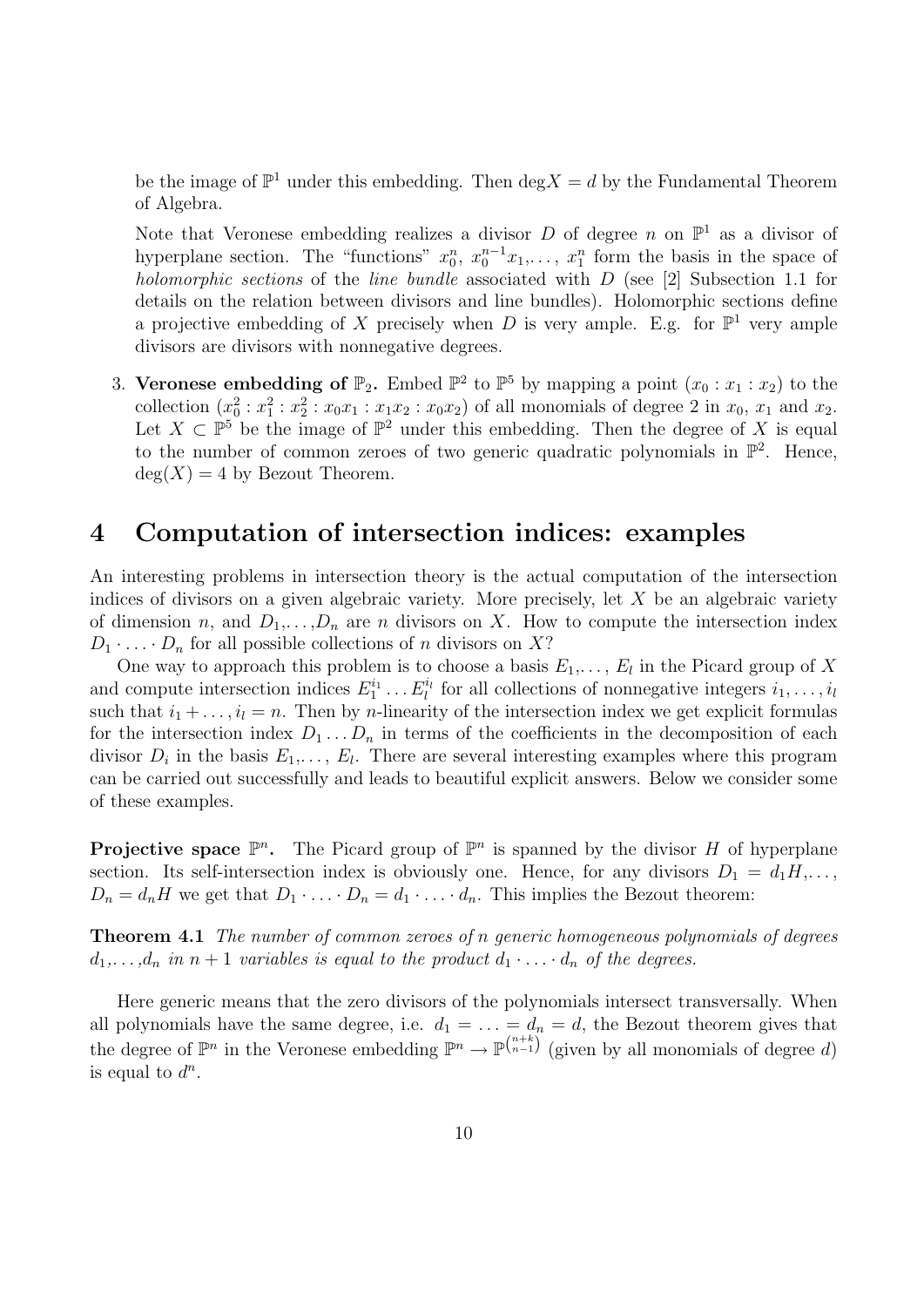be the image of $\mathbb{P}^1$ under this embedding. Then $\deg X = d$ by the Fundamental Theorem of Algebra.

Note that Veronese embedding realizes a divisor $D$ of degree $n$ on $\mathbb{P}^1$ as a divisor of hyperplane section. The "functions" $x_0^n$, $x_0^{n-1}x_1, \ldots, x_1^n$ form the basis in the space of *holomorphic sections* of the *line bundle* associated with $D$ (see [2] Subsection 1.1 for details on the relation between divisors and line bundles). Holomorphic sections define a projective embedding of $X$ precisely when $D$ is very ample. E.g. for $\mathbb{P}^1$ very ample divisors are divisors with nonnegative degrees.

3. **Veronese embedding of $\mathbb{P}_2$.** Embed $\mathbb{P}^2$ to $\mathbb{P}^5$ by mapping a point $(x_0 : x_1 : x_2)$ to the collection $(x_0^2 : x_1^2 : x_2^2 : x_0x_1 : x_1x_2 : x_0x_2)$ of all monomials of degree 2 in $x_0$, $x_1$ and $x_2$. Let $X \subset \mathbb{P}^5$ be the image of $\mathbb{P}^2$ under this embedding. Then the degree of $X$ is equal to the number of common zeroes of two generic quadratic polynomials in $\mathbb{P}^2$. Hence, $\deg(X) = 4$ by Bezout Theorem.

# 4 Computation of intersection indices: examples

An interesting problems in intersection theory is the actual computation of the intersection indices of divisors on a given algebraic variety. More precisely, let $X$ be an algebraic variety of dimension $n$, and $D_1, \ldots, D_n$ are $n$ divisors on $X$. How to compute the intersection index $D_1 \cdot \ldots \cdot D_n$ for all possible collections of $n$ divisors on $X$?

One way to approach this problem is to choose a basis $E_1, \ldots, E_l$ in the Picard group of $X$ and compute intersection indices $E_1^{i_1} \ldots E_l^{i_l}$ for all collections of nonnegative integers $i_1, \ldots, i_l$ such that $i_1 + \ldots, i_l = n$. Then by $n$-linearity of the intersection index we get explicit formulas for the intersection index $D_1 \ldots D_n$ in terms of the coefficients in the decomposition of each divisor $D_i$ in the basis $E_1, \ldots, E_l$. There are several interesting examples where this program can be carried out successfully and leads to beautiful explicit answers. Below we consider some of these examples.

**Projective space $\mathbb{P}^n$.** The Picard group of $\mathbb{P}^n$ is spanned by the divisor $H$ of hyperplane section. Its self-intersection index is obviously one. Hence, for any divisors $D_1 = d_1H, \ldots, D_n = d_nH$ we get that $D_1 \cdot \ldots \cdot D_n = d_1 \cdot \ldots \cdot d_n$. This implies the Bezout theorem:

**Theorem 4.1** *The number of common zeroes of $n$ generic homogeneous polynomials of degrees $d_1, \ldots, d_n$ in $n+1$ variables is equal to the product $d_1 \cdot \ldots \cdot d_n$ of the degrees.*

Here generic means that the zero divisors of the polynomials intersect transversally. When all polynomials have the same degree, i.e. $d_1 = \ldots = d_n = d$, the Bezout theorem gives that the degree of $\mathbb{P}^n$ in the Veronese embedding $\mathbb{P}^n \to \mathbb{P}^{\binom{n+k}{n-1}}$ (given by all monomials of degree $d$) is equal to $d^n$.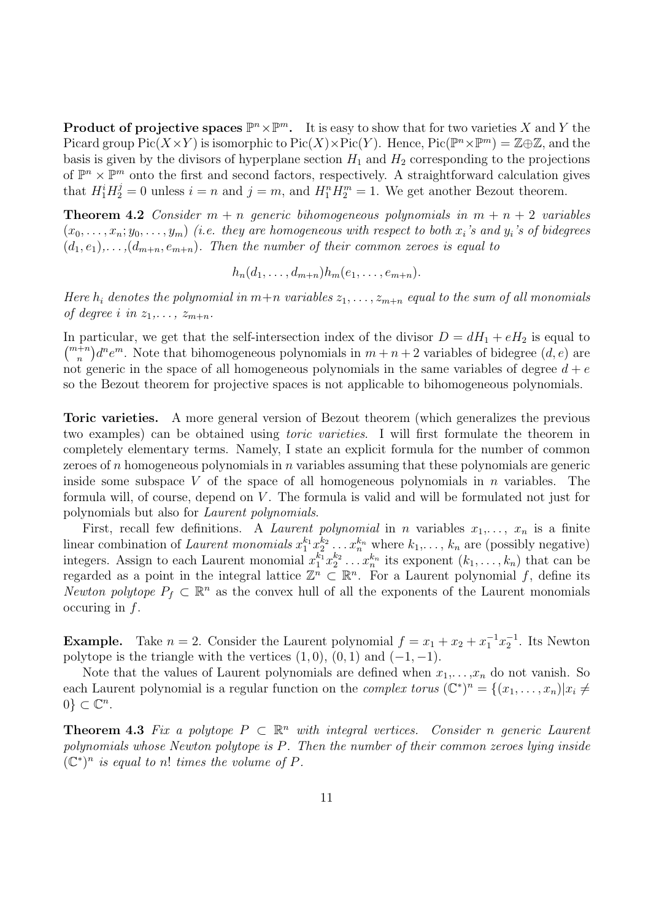**Product of projective spaces $\mathbb{P}^n \times \mathbb{P}^m$.** It is easy to show that for two varieties $X$ and $Y$ the Picard group $\mathrm{Pic}(X \times Y)$ is isomorphic to $\mathrm{Pic}(X) \times \mathrm{Pic}(Y)$. Hence, $\mathrm{Pic}(\mathbb{P}^n \times \mathbb{P}^m) = \mathbb{Z} \oplus \mathbb{Z}$, and the basis is given by the divisors of hyperplane section $H_1$ and $H_2$ corresponding to the projections of $\mathbb{P}^n \times \mathbb{P}^m$ onto the first and second factors, respectively. A straightforward calculation gives that $H_1^i H_2^j = 0$ unless $i = n$ and $j = m$, and $H_1^n H_2^m = 1$. We get another Bezout theorem.

**Theorem 4.2** *Consider $m + n$ generic bihomogeneous polynomials in $m + n + 2$ variables $(x_0, \ldots, x_n; y_0, \ldots, y_m)$ (i.e. they are homogeneous with respect to both $x_i$'s and $y_i$'s of bidegrees $(d_1, e_1), \ldots, (d_{m+n}, e_{m+n})$. Then the number of their common zeroes is equal to*

$$h_n(d_1, \ldots, d_{m+n}) h_m(e_1, \ldots, e_{m+n}).$$

*Here $h_i$ denotes the polynomial in $m+n$ variables $z_1, \ldots, z_{m+n}$ equal to the sum of all monomials of degree $i$ in $z_1, \ldots, z_{m+n}$.*

In particular, we get that the self-intersection index of the divisor $D = dH_1 + eH_2$ is equal to $\binom{m+n}{n} d^n e^m$. Note that bihomogeneous polynomials in $m + n + 2$ variables of bidegree $(d, e)$ are not generic in the space of all homogeneous polynomials in the same variables of degree $d + e$ so the Bezout theorem for projective spaces is not applicable to bihomogeneous polynomials.

**Toric varieties.** A more general version of Bezout theorem (which generalizes the previous two examples) can be obtained using *toric varieties*. I will first formulate the theorem in completely elementary terms. Namely, I state an explicit formula for the number of common zeroes of $n$ homogeneous polynomials in $n$ variables assuming that these polynomials are generic inside some subspace $V$ of the space of all homogeneous polynomials in $n$ variables. The formula will, of course, depend on $V$. The formula is valid and will be formulated not just for polynomials but also for *Laurent polynomials*.

First, recall few definitions. A *Laurent polynomial* in $n$ variables $x_1, \ldots, x_n$ is a finite linear combination of *Laurent monomials* $x_1^{k_1} x_2^{k_2} \ldots x_n^{k_n}$ where $k_1, \ldots, k_n$ are (possibly negative) integers. Assign to each Laurent monomial $x_1^{k_1} x_2^{k_2} \ldots x_n^{k_n}$ its exponent $(k_1, \ldots, k_n)$ that can be regarded as a point in the integral lattice $\mathbb{Z}^n \subset \mathbb{R}^n$. For a Laurent polynomial $f$, define its *Newton polytope* $P_f \subset \mathbb{R}^n$ as the convex hull of all the exponents of the Laurent monomials occuring in $f$.

**Example.** Take $n = 2$. Consider the Laurent polynomial $f = x_1 + x_2 + x_1^{-1} x_2^{-1}$. Its Newton polytope is the triangle with the vertices $(1, 0)$, $(0, 1)$ and $(-1, -1)$.

Note that the values of Laurent polynomials are defined when $x_1, \ldots, x_n$ do not vanish. So each Laurent polynomial is a regular function on the *complex torus* $(\mathbb{C}^*)^n = \{(x_1, \ldots, x_n) | x_i \neq 0\} \subset \mathbb{C}^n$.

**Theorem 4.3** *Fix a polytope $P \subset \mathbb{R}^n$ with integral vertices. Consider $n$ generic Laurent polynomials whose Newton polytope is $P$. Then the number of their common zeroes lying inside $(\mathbb{C}^*)^n$ is equal to $n!$ times the volume of $P$.*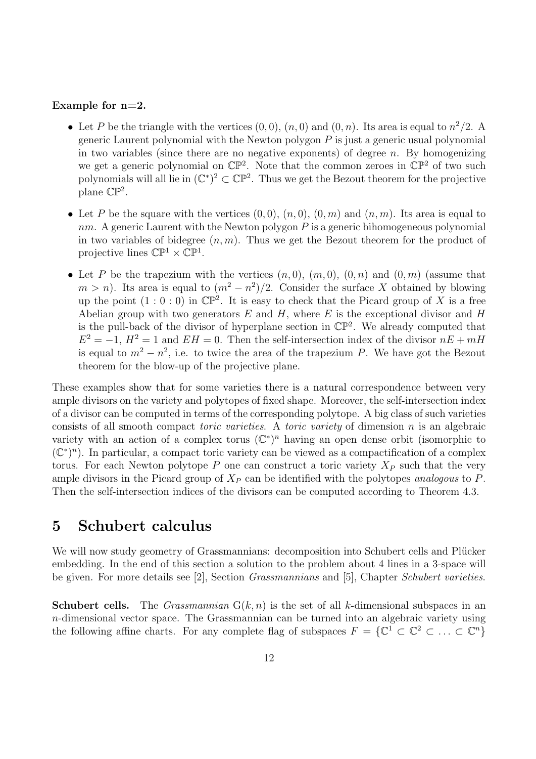**Example for n=2.**

- Let $P$ be the triangle with the vertices $(0,0)$, $(n,0)$ and $(0,n)$. Its area is equal to $n^2/2$. A generic Laurent polynomial with the Newton polygon $P$ is just a generic usual polynomial in two variables (since there are no negative exponents) of degree $n$. By homogenizing we get a generic polynomial on $\mathbb{CP}^2$. Note that the common zeroes in $\mathbb{CP}^2$ of two such polynomials will all lie in $(\mathbb{C}^*)^2 \subset \mathbb{CP}^2$. Thus we get the Bezout theorem for the projective plane $\mathbb{CP}^2$.

- Let $P$ be the square with the vertices $(0,0)$, $(n,0)$, $(0,m)$ and $(n,m)$. Its area is equal to $nm$. A generic Laurent with the Newton polygon $P$ is a generic bihomogeneous polynomial in two variables of bidegree $(n,m)$. Thus we get the Bezout theorem for the product of projective lines $\mathbb{CP}^1 \times \mathbb{CP}^1$.

- Let $P$ be the trapezium with the vertices $(n,0)$, $(m,0)$, $(0,n)$ and $(0,m)$ (assume that $m > n$). Its area is equal to $(m^2 - n^2)/2$. Consider the surface $X$ obtained by blowing up the point $(1:0:0)$ in $\mathbb{CP}^2$. It is easy to check that the Picard group of $X$ is a free Abelian group with two generators $E$ and $H$, where $E$ is the exceptional divisor and $H$ is the pull-back of the divisor of hyperplane section in $\mathbb{CP}^2$. We already computed that $E^2 = -1$, $H^2 = 1$ and $EH = 0$. Then the self-intersection index of the divisor $nE + mH$ is equal to $m^2 - n^2$, i.e. to twice the area of the trapezium $P$. We have got the Bezout theorem for the blow-up of the projective plane.

These examples show that for some varieties there is a natural correspondence between very ample divisors on the variety and polytopes of fixed shape. Moreover, the self-intersection index of a divisor can be computed in terms of the corresponding polytope. A big class of such varieties consists of all smooth compact *toric varieties*. A *toric variety* of dimension $n$ is an algebraic variety with an action of a complex torus $(\mathbb{C}^*)^n$ having an open dense orbit (isomorphic to $(\mathbb{C}^*)^n$). In particular, a compact toric variety can be viewed as a compactification of a complex torus. For each Newton polytope $P$ one can construct a toric variety $X_P$ such that the very ample divisors in the Picard group of $X_P$ can be identified with the polytopes *analogous* to $P$. Then the self-intersection indices of the divisors can be computed according to Theorem 4.3.

# 5 Schubert calculus

We will now study geometry of Grassmannians: decomposition into Schubert cells and Plücker embedding. In the end of this section a solution to the problem about 4 lines in a 3-space will be given. For more details see [2], Section *Grassmannians* and [5], Chapter *Schubert varieties*.

**Schubert cells.** The *Grassmannian* $\mathrm{G}(k,n)$ is the set of all $k$-dimensional subspaces in an $n$-dimensional vector space. The Grassmannian can be turned into an algebraic variety using the following affine charts. For any complete flag of subspaces $F = \{\mathbb{C}^1 \subset \mathbb{C}^2 \subset \ldots \subset \mathbb{C}^n\}$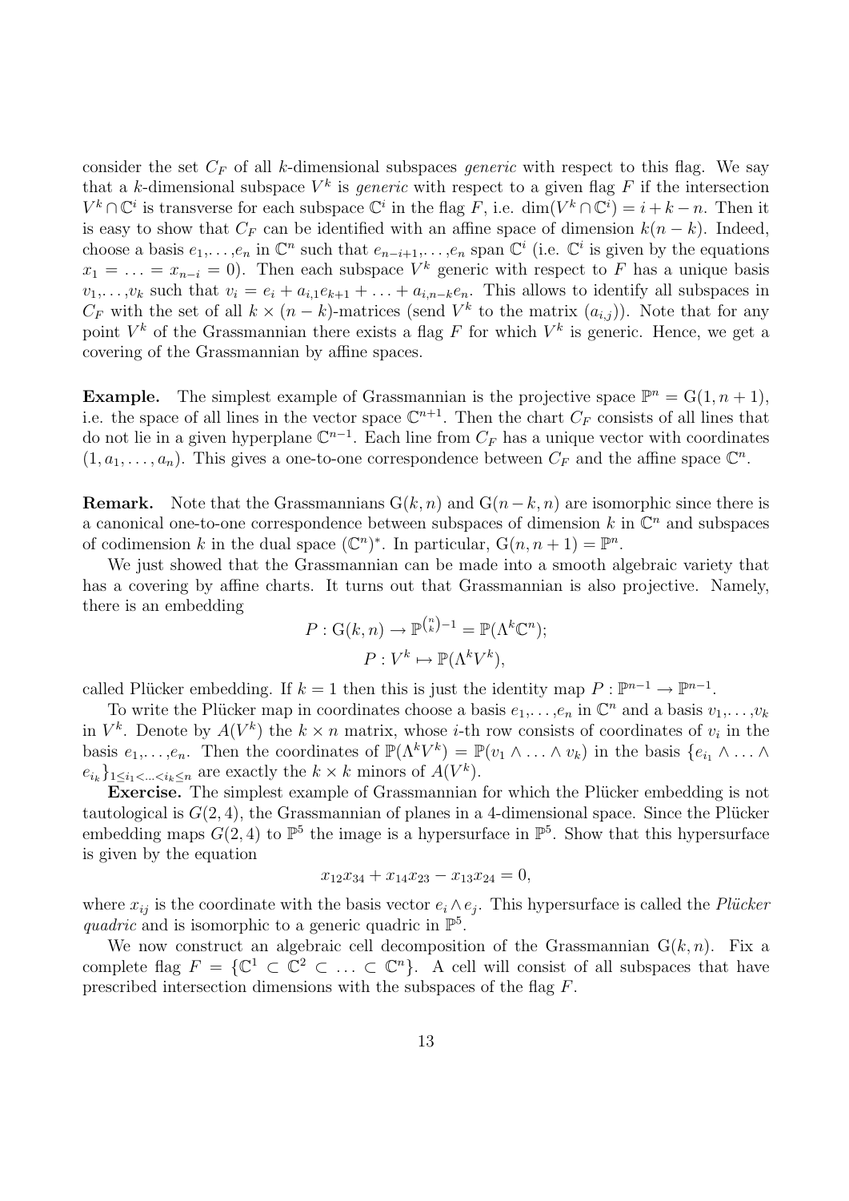consider the set $C_F$ of all $k$-dimensional subspaces *generic* with respect to this flag. We say that a $k$-dimensional subspace $V^k$ is *generic* with respect to a given flag $F$ if the intersection $V^k \cap \mathbb{C}^i$ is transverse for each subspace $\mathbb{C}^i$ in the flag $F$, i.e. $\dim(V^k \cap \mathbb{C}^i) = i + k - n$. Then it is easy to show that $C_F$ can be identified with an affine space of dimension $k(n-k)$. Indeed, choose a basis $e_1,\ldots,e_n$ in $\mathbb{C}^n$ such that $e_{n-i+1},\ldots,e_n$ span $\mathbb{C}^i$ (i.e. $\mathbb{C}^i$ is given by the equations $x_1 = \ldots = x_{n-i} = 0$). Then each subspace $V^k$ generic with respect to $F$ has a unique basis $v_1,\ldots,v_k$ such that $v_i = e_i + a_{i,1}e_{k+1} + \ldots + a_{i,n-k}e_n$. This allows to identify all subspaces in $C_F$ with the set of all $k \times (n-k)$-matrices (send $V^k$ to the matrix $(a_{i,j})$). Note that for any point $V^k$ of the Grassmannian there exists a flag $F$ for which $V^k$ is generic. Hence, we get a covering of the Grassmannian by affine spaces.

**Example.** The simplest example of Grassmannian is the projective space $\mathbb{P}^n = \mathrm{G}(1, n+1)$, i.e. the space of all lines in the vector space $\mathbb{C}^{n+1}$. Then the chart $C_F$ consists of all lines that do not lie in a given hyperplane $\mathbb{C}^{n-1}$. Each line from $C_F$ has a unique vector with coordinates $(1, a_1, \ldots, a_n)$. This gives a one-to-one correspondence between $C_F$ and the affine space $\mathbb{C}^n$.

**Remark.** Note that the Grassmannians $\mathrm{G}(k,n)$ and $\mathrm{G}(n-k,n)$ are isomorphic since there is a canonical one-to-one correspondence between subspaces of dimension $k$ in $\mathbb{C}^n$ and subspaces of codimension $k$ in the dual space $(\mathbb{C}^n)^*$. In particular, $\mathrm{G}(n, n+1) = \mathbb{P}^n$.

We just showed that the Grassmannian can be made into a smooth algebraic variety that has a covering by affine charts. It turns out that Grassmannian is also projective. Namely, there is an embedding

$$P : \mathrm{G}(k,n) \to \mathbb{P}^{\binom{n}{k}-1} = \mathbb{P}(\Lambda^k \mathbb{C}^n);$$
$$P : V^k \mapsto \mathbb{P}(\Lambda^k V^k),$$

called Plücker embedding. If $k = 1$ then this is just the identity map $P : \mathbb{P}^{n-1} \to \mathbb{P}^{n-1}$.

To write the Plücker map in coordinates choose a basis $e_1,\ldots,e_n$ in $\mathbb{C}^n$ and a basis $v_1,\ldots,v_k$ in $V^k$. Denote by $A(V^k)$ the $k \times n$ matrix, whose $i$-th row consists of coordinates of $v_i$ in the basis $e_1,\ldots,e_n$. Then the coordinates of $\mathbb{P}(\Lambda^k V^k) = \mathbb{P}(v_1 \wedge \ldots \wedge v_k)$ in the basis $\{e_{i_1} \wedge \ldots \wedge e_{i_k}\}_{1 \le i_1 < \ldots < i_k \le n}$ are exactly the $k \times k$ minors of $A(V^k)$.

**Exercise.** The simplest example of Grassmannian for which the Plücker embedding is not tautological is $G(2,4)$, the Grassmannian of planes in a 4-dimensional space. Since the Plücker embedding maps $G(2,4)$ to $\mathbb{P}^5$ the image is a hypersurface in $\mathbb{P}^5$. Show that this hypersurface is given by the equation

$$x_{12}x_{34} + x_{14}x_{23} - x_{13}x_{24} = 0,$$

where $x_{ij}$ is the coordinate with the basis vector $e_i \wedge e_j$. This hypersurface is called the *Plücker quadric* and is isomorphic to a generic quadric in $\mathbb{P}^5$.

We now construct an algebraic cell decomposition of the Grassmannian $\mathrm{G}(k,n)$. Fix a complete flag $F = \{\mathbb{C}^1 \subset \mathbb{C}^2 \subset \ldots \subset \mathbb{C}^n\}$. A cell will consist of all subspaces that have prescribed intersection dimensions with the subspaces of the flag $F$.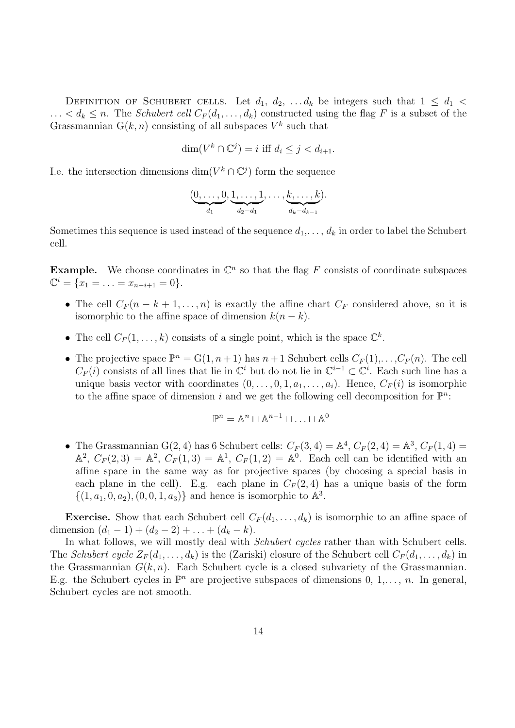Definition of Schubert cells. Let $d_1$, $d_2$, $\dots d_k$ be integers such that $1 \leq d_1 < \dots < d_k \leq n$. The *Schubert cell* $C_F(d_1,\dots,d_k)$ constructed using the flag $F$ is a subset of the Grassmannian $\mathrm{G}(k,n)$ consisting of all subspaces $V^k$ such that

$$\dim(V^k \cap \mathbb{C}^j) = i \text{ iff } d_i \leq j < d_{i+1}.$$

I.e. the intersection dimensions $\dim(V^k \cap \mathbb{C}^j)$ form the sequence

$$(\underbrace{0,\dots,0}_{d_1},\underbrace{1,\dots,1}_{d_2-d_1},\dots,\underbrace{k,\dots,k}_{d_k-d_{k-1}}).$$

Sometimes this sequence is used instead of the sequence $d_1,\dots,d_k$ in order to label the Schubert cell.

**Example.** We choose coordinates in $\mathbb{C}^n$ so that the flag $F$ consists of coordinate subspaces $\mathbb{C}^i = \{x_1 = \dots = x_{n-i+1} = 0\}$.

- The cell $C_F(n-k+1,\dots,n)$ is exactly the affine chart $C_F$ considered above, so it is isomorphic to the affine space of dimension $k(n-k)$.
- The cell $C_F(1,\dots,k)$ consists of a single point, which is the space $\mathbb{C}^k$.
- The projective space $\mathbb{P}^n = \mathrm{G}(1,n+1)$ has $n+1$ Schubert cells $C_F(1),\dots,C_F(n)$. The cell $C_F(i)$ consists of all lines that lie in $\mathbb{C}^i$ but do not lie in $\mathbb{C}^{i-1} \subset \mathbb{C}^i$. Each such line has a unique basis vector with coordinates $(0,\dots,0,1,a_1,\dots,a_i)$. Hence, $C_F(i)$ is isomorphic to the affine space of dimension $i$ and we get the following cell decomposition for $\mathbb{P}^n$:

$$\mathbb{P}^n = \mathbb{A}^n \sqcup \mathbb{A}^{n-1} \sqcup \dots \sqcup \mathbb{A}^0$$

- The Grassmannian $\mathrm{G}(2,4)$ has 6 Schubert cells: $C_F(3,4) = \mathbb{A}^4$, $C_F(2,4) = \mathbb{A}^3$, $C_F(1,4) = \mathbb{A}^2$, $C_F(2,3) = \mathbb{A}^2$, $C_F(1,3) = \mathbb{A}^1$, $C_F(1,2) = \mathbb{A}^0$. Each cell can be identified with an affine space in the same way as for projective spaces (by choosing a special basis in each plane in the cell). E.g. each plane in $C_F(2,4)$ has a unique basis of the form $\{(1,a_1,0,a_2),(0,0,1,a_3)\}$ and hence is isomorphic to $\mathbb{A}^3$.

**Exercise.** Show that each Schubert cell $C_F(d_1,\dots,d_k)$ is isomorphic to an affine space of dimension $(d_1-1)+(d_2-2)+\dots+(d_k-k)$.

In what follows, we will mostly deal with *Schubert cycles* rather than with Schubert cells. The *Schubert cycle* $Z_F(d_1,\dots,d_k)$ is the (Zariski) closure of the Schubert cell $C_F(d_1,\dots,d_k)$ in the Grassmannian $G(k,n)$. Each Schubert cycle is a closed subvariety of the Grassmannian. E.g. the Schubert cycles in $\mathbb{P}^n$ are projective subspaces of dimensions $0, 1,\dots, n$. In general, Schubert cycles are not smooth.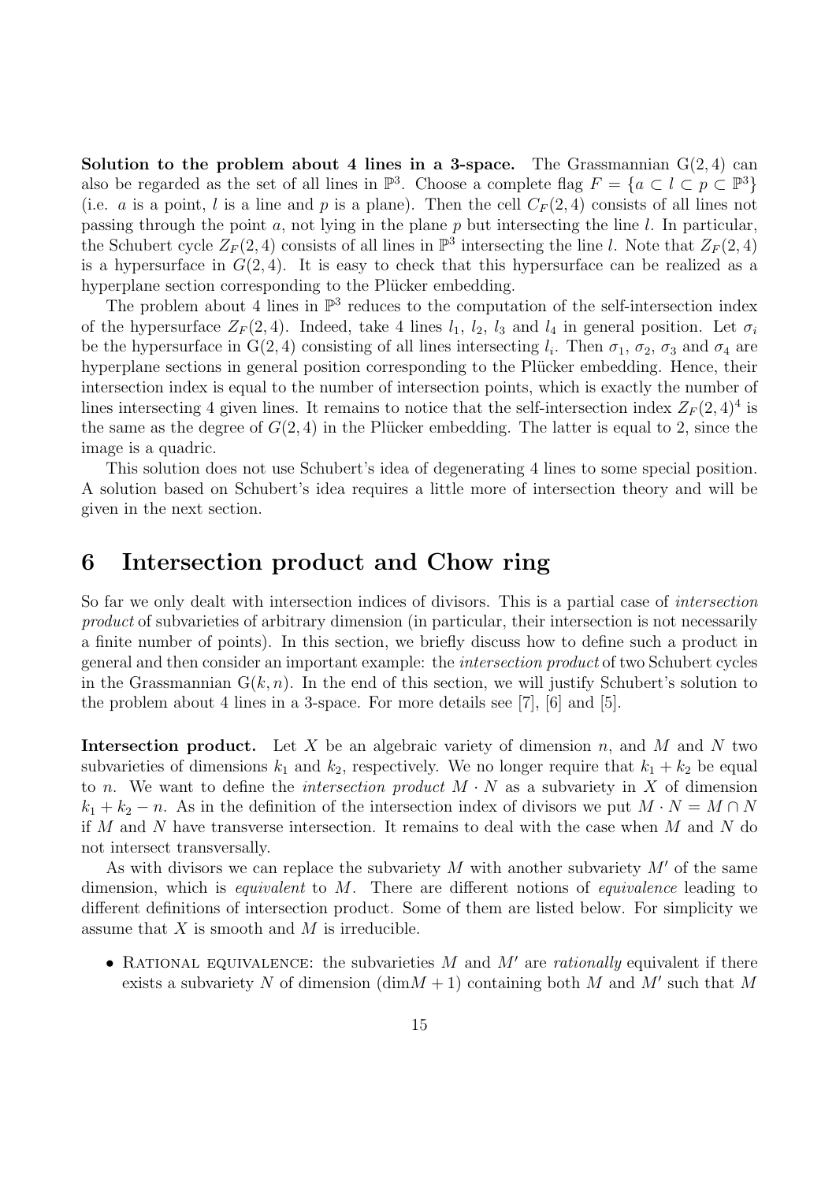**Solution to the problem about 4 lines in a 3-space.** The Grassmannian $\mathrm{G}(2,4)$ can also be regarded as the set of all lines in $\mathbb{P}^3$. Choose a complete flag $F = \{a \subset l \subset p \subset \mathbb{P}^3\}$ (i.e. $a$ is a point, $l$ is a line and $p$ is a plane). Then the cell $C_F(2,4)$ consists of all lines not passing through the point $a$, not lying in the plane $p$ but intersecting the line $l$. In particular, the Schubert cycle $Z_F(2,4)$ consists of all lines in $\mathbb{P}^3$ intersecting the line $l$. Note that $Z_F(2,4)$ is a hypersurface in $G(2,4)$. It is easy to check that this hypersurface can be realized as a hyperplane section corresponding to the Plücker embedding.

The problem about 4 lines in $\mathbb{P}^3$ reduces to the computation of the self-intersection index of the hypersurface $Z_F(2,4)$. Indeed, take 4 lines $l_1$, $l_2$, $l_3$ and $l_4$ in general position. Let $\sigma_i$ be the hypersurface in $\mathrm{G}(2,4)$ consisting of all lines intersecting $l_i$. Then $\sigma_1$, $\sigma_2$, $\sigma_3$ and $\sigma_4$ are hyperplane sections in general position corresponding to the Plücker embedding. Hence, their intersection index is equal to the number of intersection points, which is exactly the number of lines intersecting 4 given lines. It remains to notice that the self-intersection index $Z_F(2,4)^4$ is the same as the degree of $G(2,4)$ in the Plücker embedding. The latter is equal to 2, since the image is a quadric.

This solution does not use Schubert's idea of degenerating 4 lines to some special position. A solution based on Schubert's idea requires a little more of intersection theory and will be given in the next section.

# 6 Intersection product and Chow ring

So far we only dealt with intersection indices of divisors. This is a partial case of *intersection product* of subvarieties of arbitrary dimension (in particular, their intersection is not necessarily a finite number of points). In this section, we briefly discuss how to define such a product in general and then consider an important example: the *intersection product* of two Schubert cycles in the Grassmannian $\mathrm{G}(k,n)$. In the end of this section, we will justify Schubert's solution to the problem about 4 lines in a 3-space. For more details see [7], [6] and [5].

**Intersection product.** Let $X$ be an algebraic variety of dimension $n$, and $M$ and $N$ two subvarieties of dimensions $k_1$ and $k_2$, respectively. We no longer require that $k_1 + k_2$ be equal to $n$. We want to define the *intersection product* $M \cdot N$ as a subvariety in $X$ of dimension $k_1 + k_2 - n$. As in the definition of the intersection index of divisors we put $M \cdot N = M \cap N$ if $M$ and $N$ have transverse intersection. It remains to deal with the case when $M$ and $N$ do not intersect transversally.

As with divisors we can replace the subvariety $M$ with another subvariety $M'$ of the same dimension, which is *equivalent* to $M$. There are different notions of *equivalence* leading to different definitions of intersection product. Some of them are listed below. For simplicity we assume that $X$ is smooth and $M$ is irreducible.

- Rational equivalence: the subvarieties $M$ and $M'$ are *rationally* equivalent if there exists a subvariety $N$ of dimension $(\dim M + 1)$ containing both $M$ and $M'$ such that $M$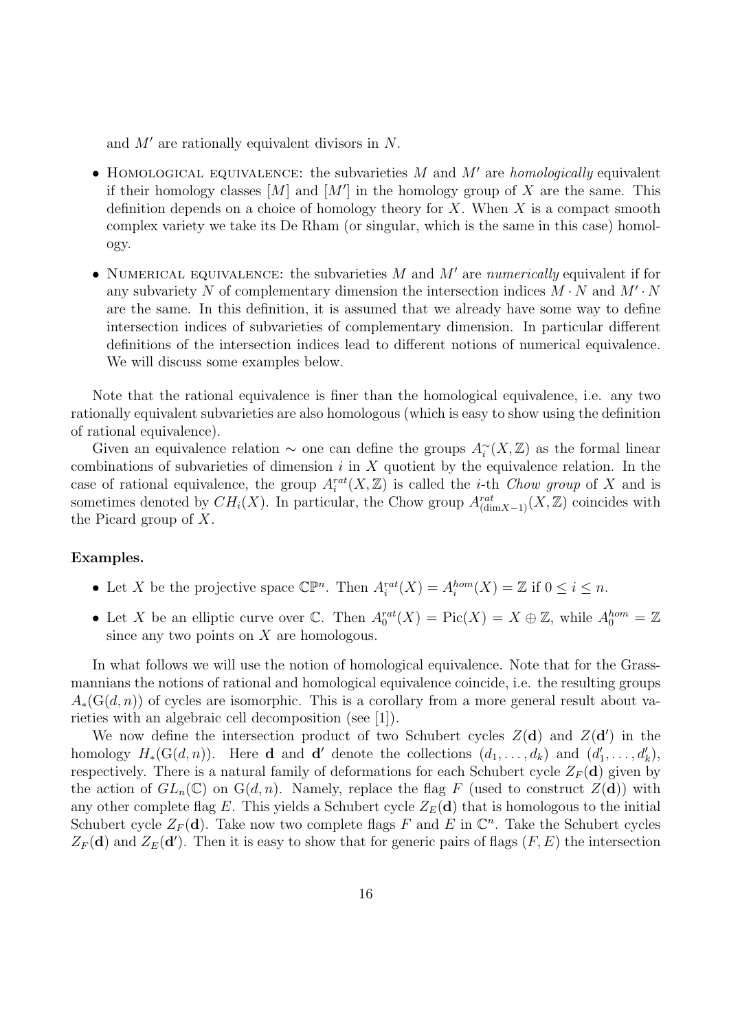and $M'$ are rationally equivalent divisors in $N$.

- Homological equivalence: the subvarieties $M$ and $M'$ are *homologically* equivalent if their homology classes $[M]$ and $[M']$ in the homology group of $X$ are the same. This definition depends on a choice of homology theory for $X$. When $X$ is a compact smooth complex variety we take its De Rham (or singular, which is the same in this case) homology.

- Numerical equivalence: the subvarieties $M$ and $M'$ are *numerically* equivalent if for any subvariety $N$ of complementary dimension the intersection indices $M \cdot N$ and $M' \cdot N$ are the same. In this definition, it is assumed that we already have some way to define intersection indices of subvarieties of complementary dimension. In particular different definitions of the intersection indices lead to different notions of numerical equivalence. We will discuss some examples below.

Note that the rational equivalence is finer than the homological equivalence, i.e. any two rationally equivalent subvarieties are also homologous (which is easy to show using the definition of rational equivalence).

Given an equivalence relation $\sim$ one can define the groups $A_i^{\sim}(X,\mathbb{Z})$ as the formal linear combinations of subvarieties of dimension $i$ in $X$ quotient by the equivalence relation. In the case of rational equivalence, the group $A_i^{rat}(X,\mathbb{Z})$ is called the $i$-th *Chow group* of $X$ and is sometimes denoted by $CH_i(X)$. In particular, the Chow group $A_{(\dim X-1)}^{rat}(X,\mathbb{Z})$ coincides with the Picard group of $X$.

**Examples.**

- Let $X$ be the projective space $\mathbb{CP}^n$. Then $A_i^{rat}(X) = A_i^{hom}(X) = \mathbb{Z}$ if $0 \le i \le n$.

- Let $X$ be an elliptic curve over $\mathbb{C}$. Then $A_0^{rat}(X) = \mathrm{Pic}(X) = X \oplus \mathbb{Z}$, while $A_0^{hom} = \mathbb{Z}$ since any two points on $X$ are homologous.

In what follows we will use the notion of homological equivalence. Note that for the Grassmannians the notions of rational and homological equivalence coincide, i.e. the resulting groups $A_*(\mathrm{G}(d,n))$ of cycles are isomorphic. This is a corollary from a more general result about varieties with an algebraic cell decomposition (see [1]).

We now define the intersection product of two Schubert cycles $Z(\mathbf{d})$ and $Z(\mathbf{d}')$ in the homology $H_*(\mathrm{G}(d,n))$. Here $\mathbf{d}$ and $\mathbf{d}'$ denote the collections $(d_1,\ldots,d_k)$ and $(d_1',\ldots,d_k')$, respectively. There is a natural family of deformations for each Schubert cycle $Z_F(\mathbf{d})$ given by the action of $GL_n(\mathbb{C})$ on $\mathrm{G}(d,n)$. Namely, replace the flag $F$ (used to construct $Z(\mathbf{d})$) with any other complete flag $E$. This yields a Schubert cycle $Z_E(\mathbf{d})$ that is homologous to the initial Schubert cycle $Z_F(\mathbf{d})$. Take now two complete flags $F$ and $E$ in $\mathbb{C}^n$. Take the Schubert cycles $Z_F(\mathbf{d})$ and $Z_E(\mathbf{d}')$. Then it is easy to show that for generic pairs of flags $(F,E)$ the intersection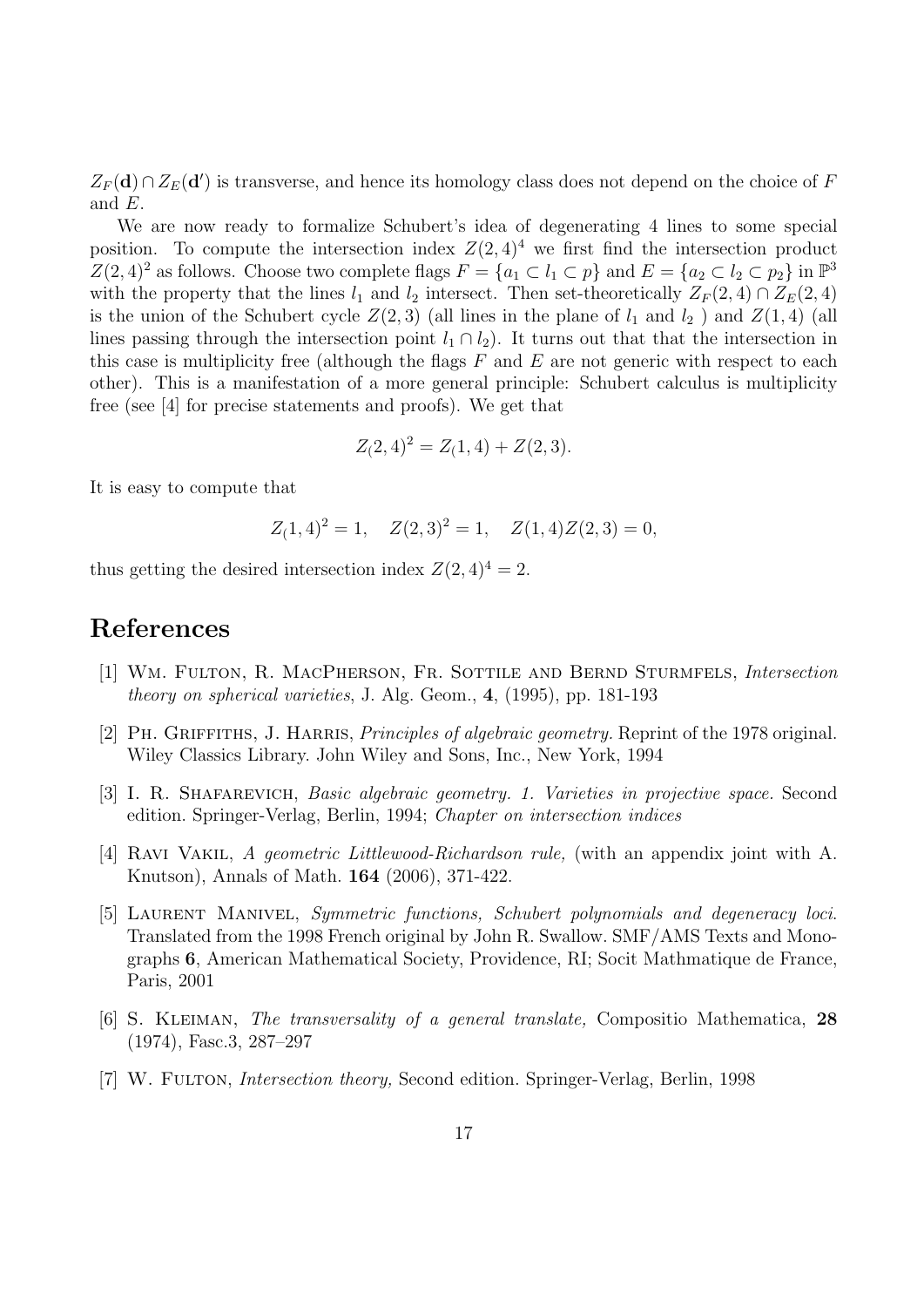$Z_F(\mathbf{d}) \cap Z_E(\mathbf{d}')$ is transverse, and hence its homology class does not depend on the choice of $F$ and $E$.

We are now ready to formalize Schubert's idea of degenerating 4 lines to some special position. To compute the intersection index $Z(2,4)^4$ we first find the intersection product $Z(2,4)^2$ as follows. Choose two complete flags $F = \{a_1 \subset l_1 \subset p\}$ and $E = \{a_2 \subset l_2 \subset p_2\}$ in $\mathbb{P}^3$ with the property that the lines $l_1$ and $l_2$ intersect. Then set-theoretically $Z_F(2,4) \cap Z_E(2,4)$ is the union of the Schubert cycle $Z(2,3)$ (all lines in the plane of $l_1$ and $l_2$ ) and $Z(1,4)$ (all lines passing through the intersection point $l_1 \cap l_2$). It turns out that that the intersection in this case is multiplicity free (although the flags $F$ and $E$ are not generic with respect to each other). This is a manifestation of a more general principle: Schubert calculus is multiplicity free (see [4] for precise statements and proofs). We get that

$$Z_(2,4)^2 = Z_(1,4) + Z(2,3).$$

It is easy to compute that

$$Z_(1,4)^2 = 1, \quad Z(2,3)^2 = 1, \quad Z(1,4)Z(2,3) = 0,$$

thus getting the desired intersection index $Z(2,4)^4 = 2$.

# References

[1] Wm. Fulton, R. MacPherson, Fr. Sottile and Bernd Sturmfels, *Intersection theory on spherical varieties*, J. Alg. Geom., **4**, (1995), pp. 181-193

[2] Ph. Griffiths, J. Harris, *Principles of algebraic geometry.* Reprint of the 1978 original. Wiley Classics Library. John Wiley and Sons, Inc., New York, 1994

[3] I. R. Shafarevich, *Basic algebraic geometry. 1. Varieties in projective space.* Second edition. Springer-Verlag, Berlin, 1994; *Chapter on intersection indices*

[4] Ravi Vakil, *A geometric Littlewood-Richardson rule,* (with an appendix joint with A. Knutson), Annals of Math. **164** (2006), 371-422.

[5] Laurent Manivel, *Symmetric functions, Schubert polynomials and degeneracy loci.* Translated from the 1998 French original by John R. Swallow. SMF/AMS Texts and Monographs **6**, American Mathematical Society, Providence, RI; Socit Mathmatique de France, Paris, 2001

[6] S. Kleiman, *The transversality of a general translate,* Compositio Mathematica, **28** (1974), Fasc.3, 287–297

[7] W. Fulton, *Intersection theory,* Second edition. Springer-Verlag, Berlin, 1998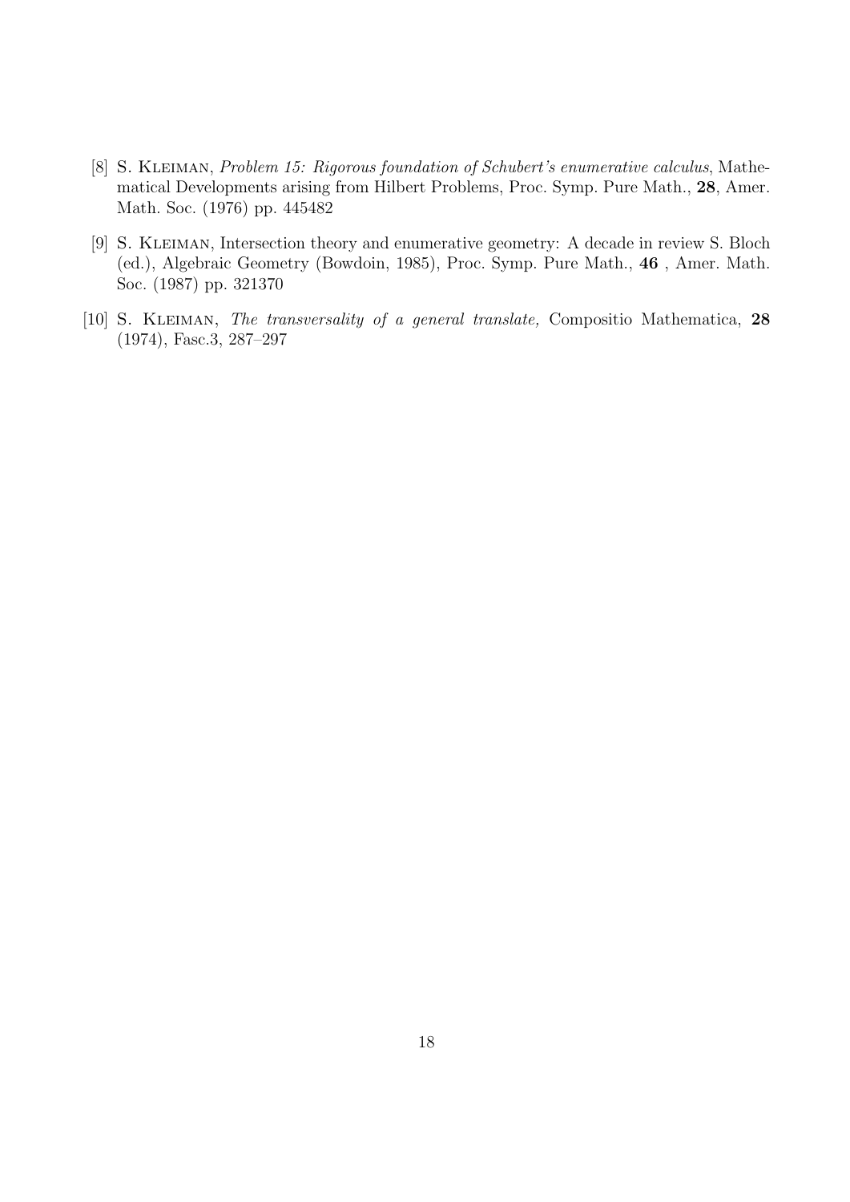[8] S. Kleiman, *Problem 15: Rigorous foundation of Schubert's enumerative calculus*, Mathematical Developments arising from Hilbert Problems, Proc. Symp. Pure Math., **28**, Amer. Math. Soc. (1976) pp. 445482

[9] S. Kleiman, Intersection theory and enumerative geometry: A decade in review S. Bloch (ed.), Algebraic Geometry (Bowdoin, 1985), Proc. Symp. Pure Math., **46** , Amer. Math. Soc. (1987) pp. 321370

[10] S. Kleiman, *The transversality of a general translate,* Compositio Mathematica, **28** (1974), Fasc.3, 287–297